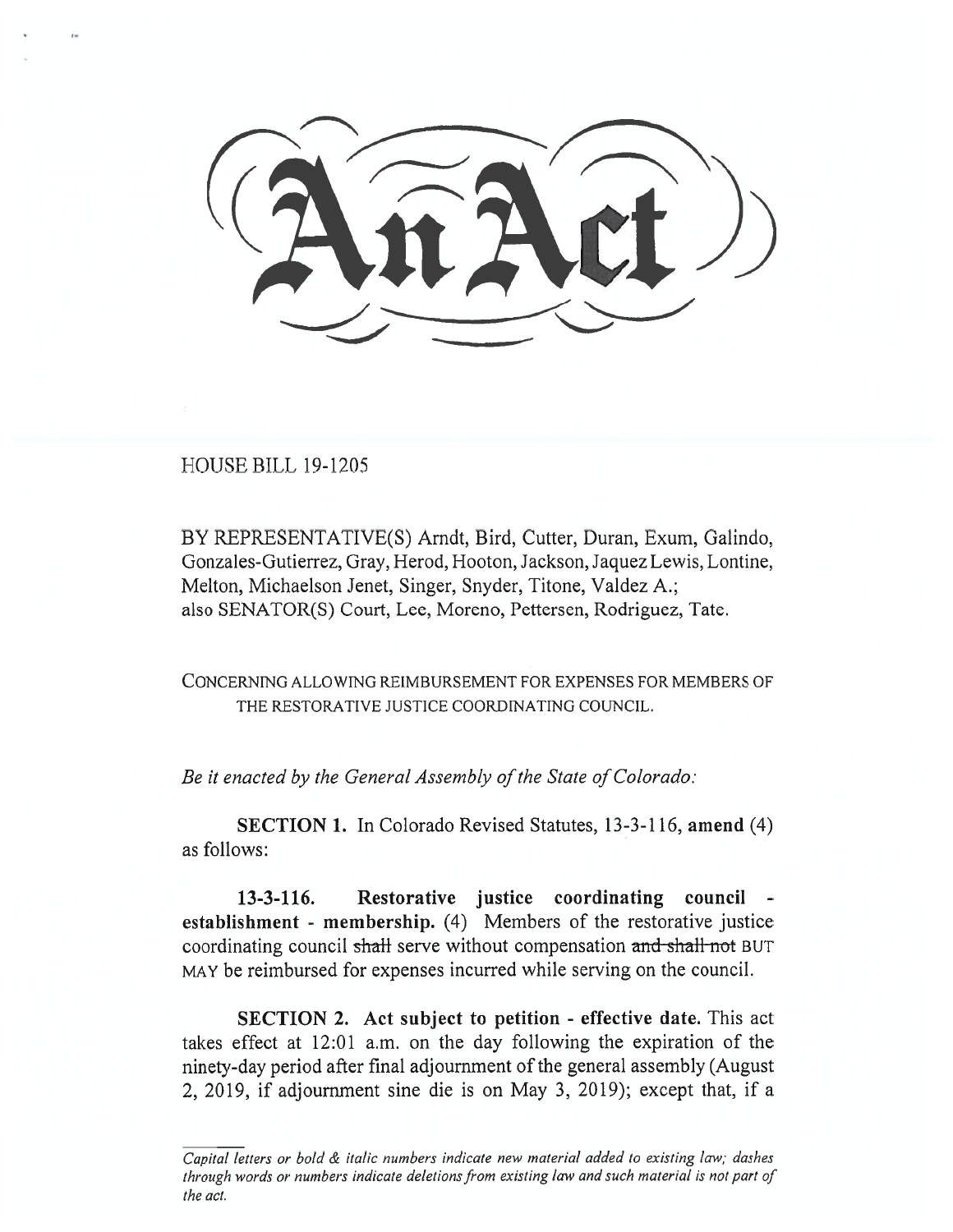# An Act

HOUSE BILL 19-1205

BY REPRESENTATIVE(S) Arndt, Bird, Cutter, Duran, Exum, Galindo, Gonzales-Gutierrez, Gray, Herod, Hooton, Jackson, Jaquez Lewis, Lontine, Melton, Michaelson Jenet, Singer, Snyder, Titone, Valdez A.;
also SENATOR(S) Court, Lee, Moreno, Pettersen, Rodriguez, Tate.

CONCERNING ALLOWING REIMBURSEMENT FOR EXPENSES FOR MEMBERS OF THE RESTORATIVE JUSTICE COORDINATING COUNCIL.

*Be it enacted by the General Assembly of the State of Colorado:*

**SECTION 1.** In Colorado Revised Statutes, 13-3-116, **amend** (4) as follows:

**13-3-116. Restorative justice coordinating council - establishment - membership.** (4) Members of the restorative justice coordinating council ~~shall~~ serve without compensation ~~and shall not~~ BUT MAY be reimbursed for expenses incurred while serving on the council.

**SECTION 2. Act subject to petition - effective date.** This act takes effect at 12:01 a.m. on the day following the expiration of the ninety-day period after final adjournment of the general assembly (August 2, 2019, if adjournment sine die is on May 3, 2019); except that, if a

*Capital letters or bold & italic numbers indicate new material added to existing law; dashes through words or numbers indicate deletions from existing law and such material is not part of the act.*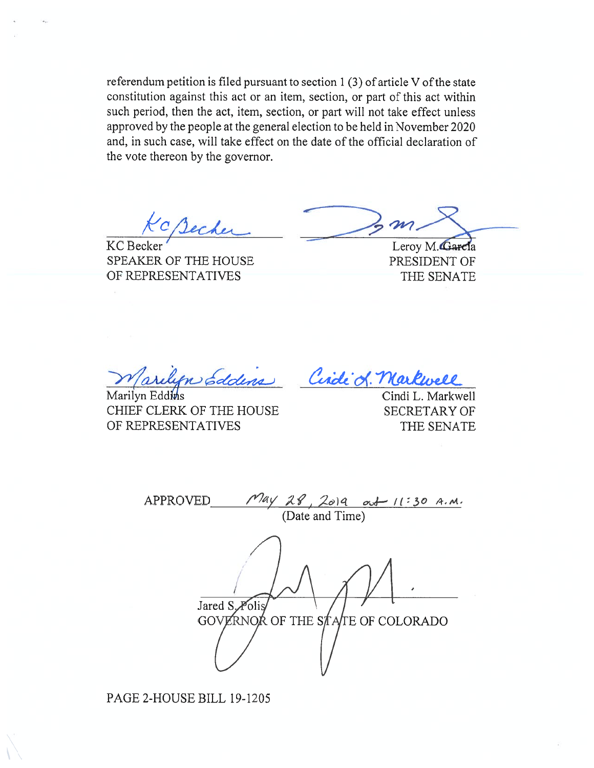referendum petition is filed pursuant to section 1 (3) of article V of the state constitution against this act or an item, section, or part of this act within such period, then the act, item, section, or part will not take effect unless approved by the people at the general election to be held in November 2020 and, in such case, will take effect on the date of the official declaration of the vote thereon by the governor.

KC Becker
SPEAKER OF THE HOUSE
OF REPRESENTATIVES

Leroy M. Garcia
PRESIDENT OF
THE SENATE

Marilyn Eddins
CHIEF CLERK OF THE HOUSE
OF REPRESENTATIVES

Cindi L. Markwell
SECRETARY OF
THE SENATE

APPROVED May 28, 2019 at 11:30 A.M.
(Date and Time)

Jared S. Polis
GOVERNOR OF THE STATE OF COLORADO

PAGE 2-HOUSE BILL 19-1205